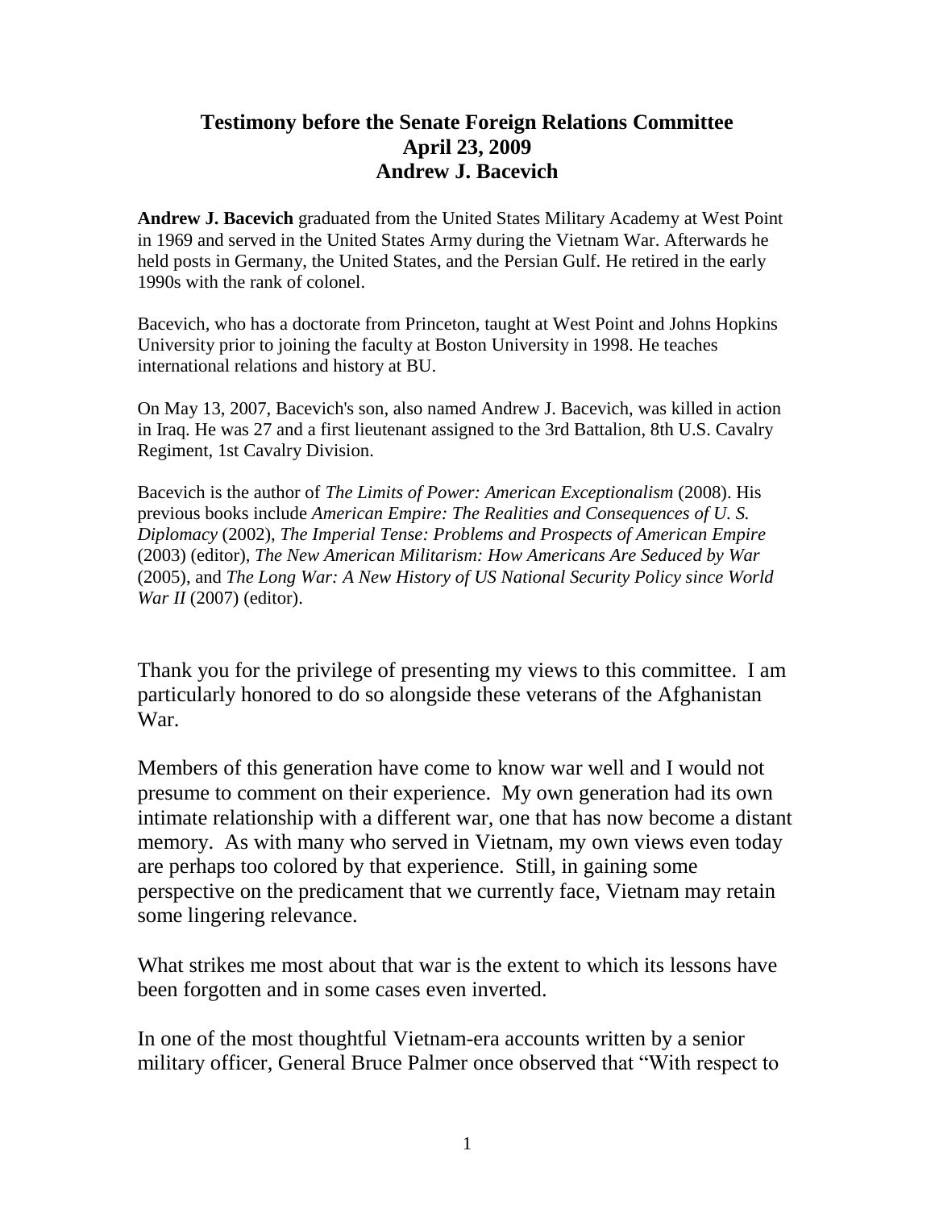# Testimony before the Senate Foreign Relations Committee
# April 23, 2009
# Andrew J. Bacevich

**Andrew J. Bacevich** graduated from the United States Military Academy at West Point in 1969 and served in the United States Army during the Vietnam War. Afterwards he held posts in Germany, the United States, and the Persian Gulf. He retired in the early 1990s with the rank of colonel.

Bacevich, who has a doctorate from Princeton, taught at West Point and Johns Hopkins University prior to joining the faculty at Boston University in 1998. He teaches international relations and history at BU.

On May 13, 2007, Bacevich's son, also named Andrew J. Bacevich, was killed in action in Iraq. He was 27 and a first lieutenant assigned to the 3rd Battalion, 8th U.S. Cavalry Regiment, 1st Cavalry Division.

Bacevich is the author of *The Limits of Power: American Exceptionalism* (2008). His previous books include *American Empire: The Realities and Consequences of U. S. Diplomacy* (2002), *The Imperial Tense: Problems and Prospects of American Empire* (2003) (editor), *The New American Militarism: How Americans Are Seduced by War* (2005), and *The Long War: A New History of US National Security Policy since World War II* (2007) (editor).

Thank you for the privilege of presenting my views to this committee. I am particularly honored to do so alongside these veterans of the Afghanistan War.

Members of this generation have come to know war well and I would not presume to comment on their experience. My own generation had its own intimate relationship with a different war, one that has now become a distant memory. As with many who served in Vietnam, my own views even today are perhaps too colored by that experience. Still, in gaining some perspective on the predicament that we currently face, Vietnam may retain some lingering relevance.

What strikes me most about that war is the extent to which its lessons have been forgotten and in some cases even inverted.

In one of the most thoughtful Vietnam-era accounts written by a senior military officer, General Bruce Palmer once observed that "With respect to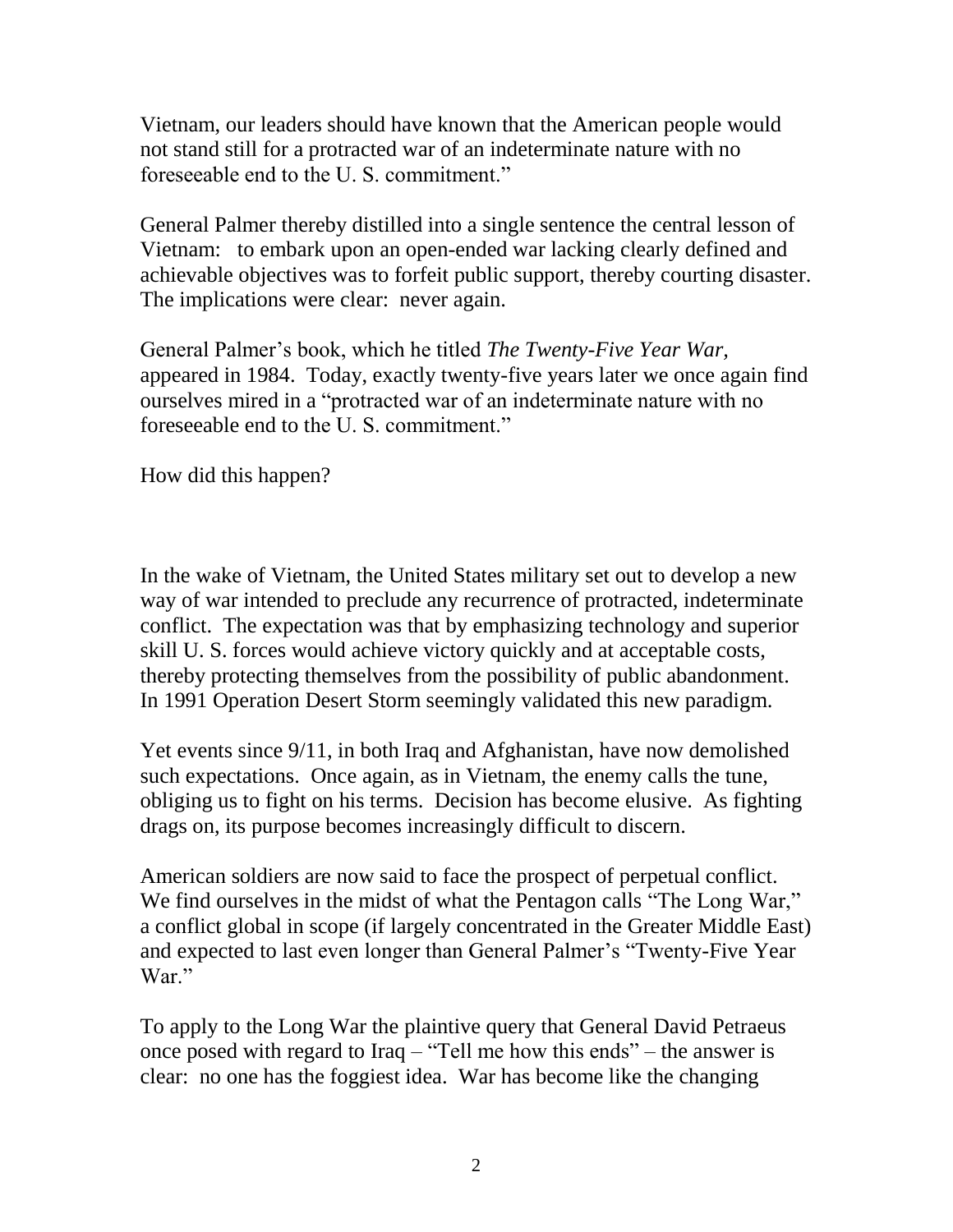Vietnam, our leaders should have known that the American people would not stand still for a protracted war of an indeterminate nature with no foreseeable end to the U. S. commitment."

General Palmer thereby distilled into a single sentence the central lesson of Vietnam: to embark upon an open-ended war lacking clearly defined and achievable objectives was to forfeit public support, thereby courting disaster. The implications were clear: never again.

General Palmer's book, which he titled *The Twenty-Five Year War*, appeared in 1984. Today, exactly twenty-five years later we once again find ourselves mired in a "protracted war of an indeterminate nature with no foreseeable end to the U. S. commitment."

How did this happen?

In the wake of Vietnam, the United States military set out to develop a new way of war intended to preclude any recurrence of protracted, indeterminate conflict. The expectation was that by emphasizing technology and superior skill U. S. forces would achieve victory quickly and at acceptable costs, thereby protecting themselves from the possibility of public abandonment. In 1991 Operation Desert Storm seemingly validated this new paradigm.

Yet events since 9/11, in both Iraq and Afghanistan, have now demolished such expectations. Once again, as in Vietnam, the enemy calls the tune, obliging us to fight on his terms. Decision has become elusive. As fighting drags on, its purpose becomes increasingly difficult to discern.

American soldiers are now said to face the prospect of perpetual conflict. We find ourselves in the midst of what the Pentagon calls "The Long War," a conflict global in scope (if largely concentrated in the Greater Middle East) and expected to last even longer than General Palmer's "Twenty-Five Year War."

To apply to the Long War the plaintive query that General David Petraeus once posed with regard to Iraq – "Tell me how this ends" – the answer is clear: no one has the foggiest idea. War has become like the changing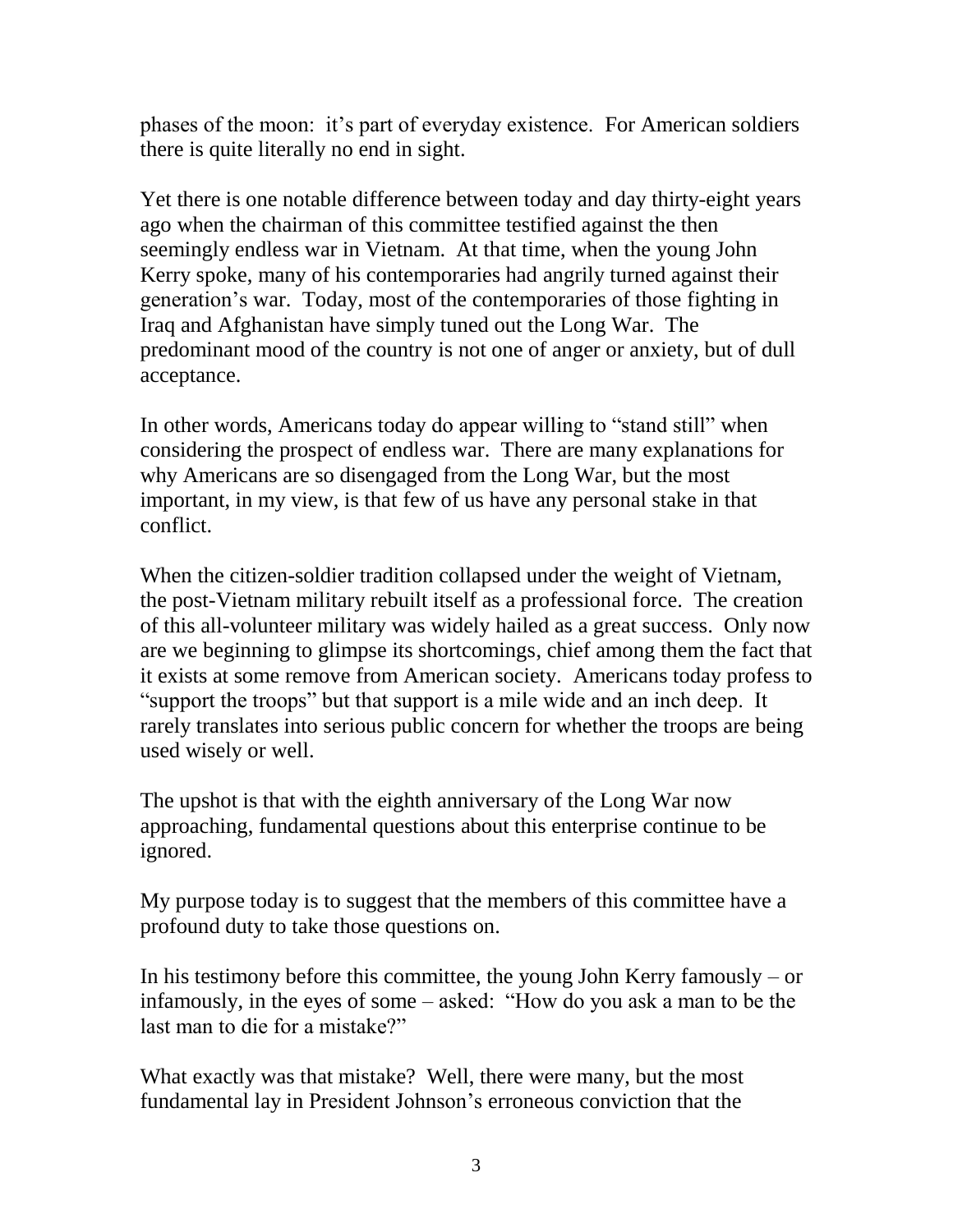phases of the moon: it's part of everyday existence. For American soldiers there is quite literally no end in sight.

Yet there is one notable difference between today and day thirty-eight years ago when the chairman of this committee testified against the then seemingly endless war in Vietnam. At that time, when the young John Kerry spoke, many of his contemporaries had angrily turned against their generation's war. Today, most of the contemporaries of those fighting in Iraq and Afghanistan have simply tuned out the Long War. The predominant mood of the country is not one of anger or anxiety, but of dull acceptance.

In other words, Americans today do appear willing to "stand still" when considering the prospect of endless war. There are many explanations for why Americans are so disengaged from the Long War, but the most important, in my view, is that few of us have any personal stake in that conflict.

When the citizen-soldier tradition collapsed under the weight of Vietnam, the post-Vietnam military rebuilt itself as a professional force. The creation of this all-volunteer military was widely hailed as a great success. Only now are we beginning to glimpse its shortcomings, chief among them the fact that it exists at some remove from American society. Americans today profess to "support the troops" but that support is a mile wide and an inch deep. It rarely translates into serious public concern for whether the troops are being used wisely or well.

The upshot is that with the eighth anniversary of the Long War now approaching, fundamental questions about this enterprise continue to be ignored.

My purpose today is to suggest that the members of this committee have a profound duty to take those questions on.

In his testimony before this committee, the young John Kerry famously – or infamously, in the eyes of some – asked: "How do you ask a man to be the last man to die for a mistake?"

What exactly was that mistake? Well, there were many, but the most fundamental lay in President Johnson's erroneous conviction that the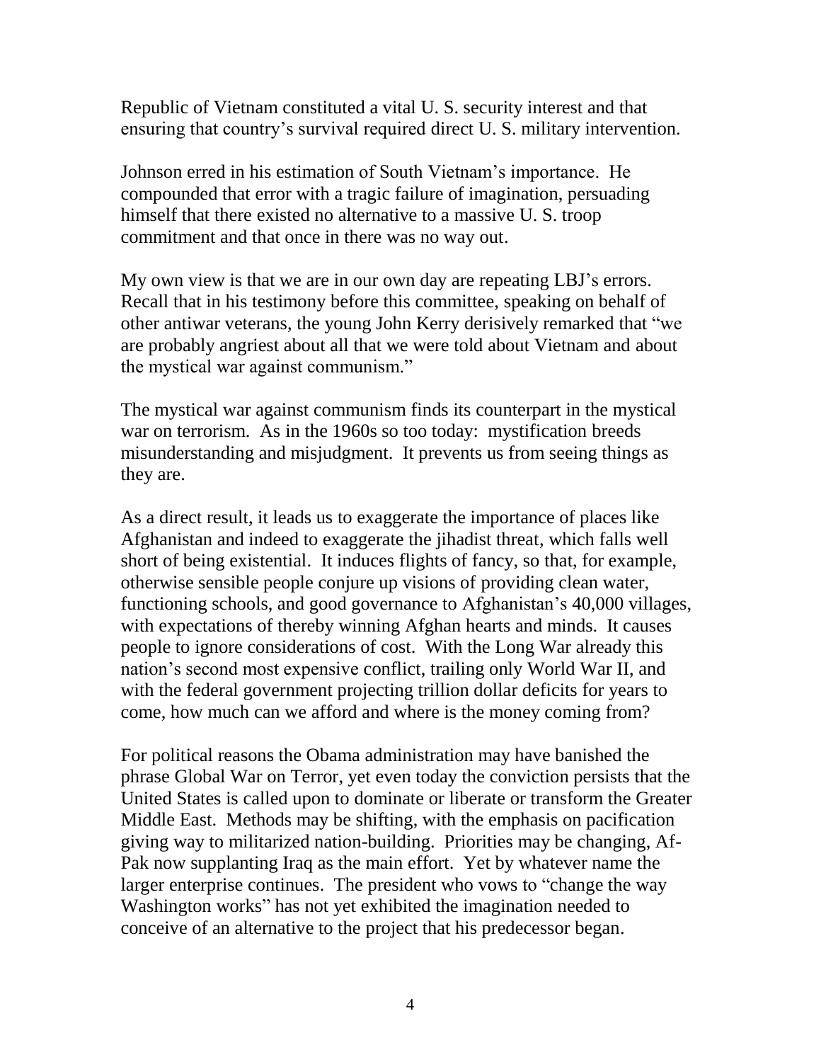Republic of Vietnam constituted a vital U. S. security interest and that ensuring that country's survival required direct U. S. military intervention.

Johnson erred in his estimation of South Vietnam's importance. He compounded that error with a tragic failure of imagination, persuading himself that there existed no alternative to a massive U. S. troop commitment and that once in there was no way out.

My own view is that we are in our own day are repeating LBJ's errors. Recall that in his testimony before this committee, speaking on behalf of other antiwar veterans, the young John Kerry derisively remarked that "we are probably angriest about all that we were told about Vietnam and about the mystical war against communism."

The mystical war against communism finds its counterpart in the mystical war on terrorism. As in the 1960s so too today: mystification breeds misunderstanding and misjudgment. It prevents us from seeing things as they are.

As a direct result, it leads us to exaggerate the importance of places like Afghanistan and indeed to exaggerate the jihadist threat, which falls well short of being existential. It induces flights of fancy, so that, for example, otherwise sensible people conjure up visions of providing clean water, functioning schools, and good governance to Afghanistan's 40,000 villages, with expectations of thereby winning Afghan hearts and minds. It causes people to ignore considerations of cost. With the Long War already this nation's second most expensive conflict, trailing only World War II, and with the federal government projecting trillion dollar deficits for years to come, how much can we afford and where is the money coming from?

For political reasons the Obama administration may have banished the phrase Global War on Terror, yet even today the conviction persists that the United States is called upon to dominate or liberate or transform the Greater Middle East. Methods may be shifting, with the emphasis on pacification giving way to militarized nation-building. Priorities may be changing, Af-Pak now supplanting Iraq as the main effort. Yet by whatever name the larger enterprise continues. The president who vows to "change the way Washington works" has not yet exhibited the imagination needed to conceive of an alternative to the project that his predecessor began.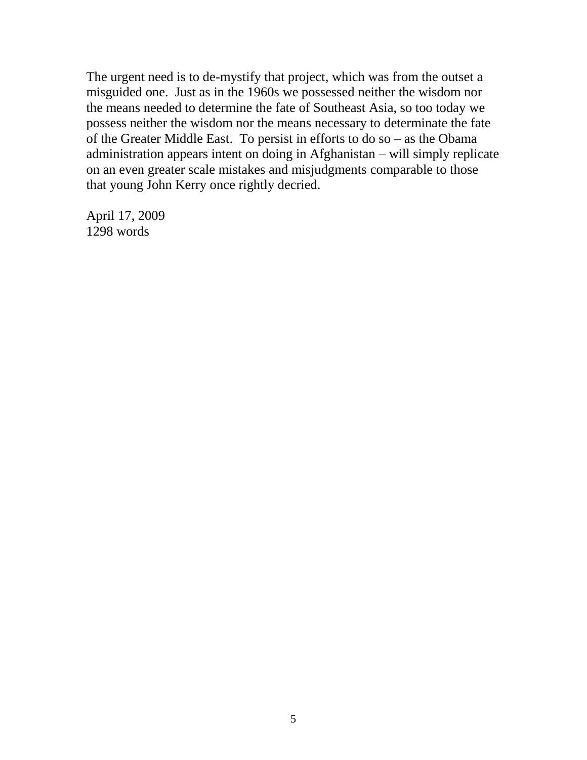The urgent need is to de-mystify that project, which was from the outset a misguided one. Just as in the 1960s we possessed neither the wisdom nor the means needed to determine the fate of Southeast Asia, so too today we possess neither the wisdom nor the means necessary to determinate the fate of the Greater Middle East. To persist in efforts to do so – as the Obama administration appears intent on doing in Afghanistan – will simply replicate on an even greater scale mistakes and misjudgments comparable to those that young John Kerry once rightly decried.

April 17, 2009
1298 words